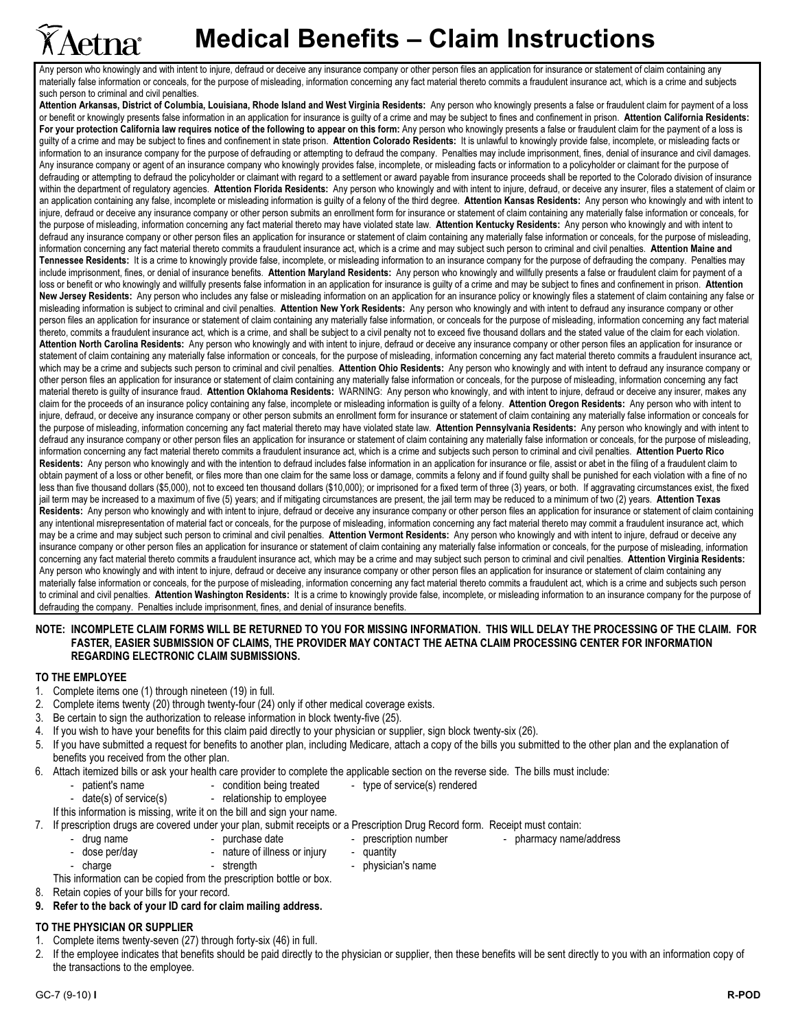# Aetna — Medical Benefits – Claim Instructions

Any person who knowingly and with intent to injure, defraud or deceive any insurance company or other person files an application for insurance or statement of claim containing any materially false information or conceals, for the purpose of misleading, information concerning any fact material thereto commits a fraudulent insurance act, which is a crime and subjects such person to criminal and civil penalties.

**Attention Arkansas, District of Columbia, Louisiana, Rhode Island and West Virginia Residents:** Any person who knowingly presents a false or fraudulent claim for payment of a loss or benefit or knowingly presents false information in an application for insurance is guilty of a crime and may be subject to fines and confinement in prison. **Attention California Residents: For your protection California law requires notice of the following to appear on this form:** Any person who knowingly presents a false or fraudulent claim for the payment of a loss is guilty of a crime and may be subject to fines and confinement in state prison. **Attention Colorado Residents:** It is unlawful to knowingly provide false, incomplete, or misleading facts or information to an insurance company for the purpose of defrauding or attempting to defraud the company. Penalties may include imprisonment, fines, denial of insurance and civil damages. Any insurance company or agent of an insurance company who knowingly provides false, incomplete, or misleading facts or information to a policyholder or claimant for the purpose of defrauding or attempting to defraud the policyholder or claimant with regard to a settlement or award payable from insurance proceeds shall be reported to the Colorado division of insurance within the department of regulatory agencies. **Attention Florida Residents:** Any person who knowingly and with intent to injure, defraud, or deceive any insurer, files a statement of claim or an application containing any false, incomplete or misleading information is guilty of a felony of the third degree. **Attention Kansas Residents:** Any person who knowingly and with intent to injure, defraud or deceive any insurance company or other person submits an enrollment form for insurance or statement of claim containing any materially false information or conceals, for the purpose of misleading, information concerning any fact material thereto may have violated state law. **Attention Kentucky Residents:** Any person who knowingly and with intent to defraud any insurance company or other person files an application for insurance or statement of claim containing any materially false information or conceals, for the purpose of misleading, information concerning any fact material thereto commits a fraudulent insurance act, which is a crime and may subject such person to criminal and civil penalties. **Attention Maine and Tennessee Residents:** It is a crime to knowingly provide false, incomplete, or misleading information to an insurance company for the purpose of defrauding the company. Penalties may include imprisonment, fines, or denial of insurance benefits. **Attention Maryland Residents:** Any person who knowingly and willfully presents a false or fraudulent claim for payment of a loss or benefit or who knowingly and willfully presents false information in an application for insurance is guilty of a crime and may be subject to fines and confinement in prison. **Attention New Jersey Residents:** Any person who includes any false or misleading information on an application for an insurance policy or knowingly files a statement of claim containing any false or misleading information is subject to criminal and civil penalties. **Attention New York Residents:** Any person who knowingly and with intent to defraud any insurance company or other person files an application for insurance or statement of claim containing any materially false information, or conceals for the purpose of misleading, information concerning any fact material thereto, commits a fraudulent insurance act, which is a crime, and shall be subject to a civil penalty not to exceed five thousand dollars and the stated value of the claim for each violation. **Attention North Carolina Residents:** Any person who knowingly and with intent to injure, defraud or deceive any insurance company or other person files an application for insurance or statement of claim containing any materially false information or conceals, for the purpose of misleading, information concerning any fact material thereto commits a fraudulent insurance act, which may be a crime and subjects such person to criminal and civil penalties. **Attention Ohio Residents:** Any person who knowingly and with intent to defraud any insurance company or other person files an application for insurance or statement of claim containing any materially false information or conceals, for the purpose of misleading, information concerning any fact material thereto is guilty of insurance fraud. **Attention Oklahoma Residents:** WARNING: Any person who knowingly, and with intent to injure, defraud or deceive any insurer, makes any claim for the proceeds of an insurance policy containing any false, incomplete or misleading information is guilty of a felony. **Attention Oregon Residents:** Any person who with intent to injure, defraud, or deceive any insurance company or other person submits an enrollment form for insurance or statement of claim containing any materially false information or conceals for the purpose of misleading, information concerning any fact material thereto may have violated state law. **Attention Pennsylvania Residents:** Any person who knowingly and with intent to defraud any insurance company or other person files an application for insurance or statement of claim containing any materially false information or conceals, for the purpose of misleading, information concerning any fact material thereto commits a fraudulent insurance act, which is a crime and subjects such person to criminal and civil penalties. **Attention Puerto Rico Residents:** Any person who knowingly and with the intention to defraud includes false information in an application for insurance or file, assist or abet in the filing of a fraudulent claim to obtain payment of a loss or other benefit, or files more than one claim for the same loss or damage, commits a felony and if found guilty shall be punished for each violation with a fine of no less than five thousand dollars ($5,000), not to exceed ten thousand dollars ($10,000); or imprisoned for a fixed term of three (3) years, or both. If aggravating circumstances exist, the fixed jail term may be increased to a maximum of five (5) years; and if mitigating circumstances are present, the jail term may be reduced to a minimum of two (2) years. **Attention Texas Residents:** Any person who knowingly and with intent to injure, defraud or deceive any insurance company or other person files an application for insurance or statement of claim containing any intentional misrepresentation of material fact or conceals, for the purpose of misleading, information concerning any fact material thereto may commit a fraudulent insurance act, which may be a crime and may subject such person to criminal and civil penalties. **Attention Vermont Residents:** Any person who knowingly and with intent to injure, defraud or deceive any insurance company or other person files an application for insurance or statement of claim containing any materially false information or conceals, for the purpose of misleading, information concerning any fact material thereto commits a fraudulent insurance act, which may be a crime and may subject such person to criminal and civil penalties. **Attention Virginia Residents:** Any person who knowingly and with intent to injure, defraud or deceive any insurance company or other person files an application for insurance or statement of claim containing any materially false information or conceals, for the purpose of misleading, information concerning any fact material thereto commits a fraudulent act, which is a crime and subjects such person to criminal and civil penalties. **Attention Washington Residents:** It is a crime to knowingly provide false, incomplete, or misleading information to an insurance company for the purpose of defrauding the company. Penalties include imprisonment, fines, and denial of insurance benefits.

**NOTE: INCOMPLETE CLAIM FORMS WILL BE RETURNED TO YOU FOR MISSING INFORMATION. THIS WILL DELAY THE PROCESSING OF THE CLAIM. FOR FASTER, EASIER SUBMISSION OF CLAIMS, THE PROVIDER MAY CONTACT THE AETNA CLAIM PROCESSING CENTER FOR INFORMATION REGARDING ELECTRONIC CLAIM SUBMISSIONS.**

## TO THE EMPLOYEE

1. Complete items one (1) through nineteen (19) in full.
2. Complete items twenty (20) through twenty-four (24) only if other medical coverage exists.
3. Be certain to sign the authorization to release information in block twenty-five (25).
4. If you wish to have your benefits for this claim paid directly to your physician or supplier, sign block twenty-six (26).
5. If you have submitted a request for benefits to another plan, including Medicare, attach a copy of the bills you submitted to the other plan and the explanation of benefits you received from the other plan.
6. Attach itemized bills or ask your health care provider to complete the applicable section on the reverse side. The bills must include:
   - patient's name
   - date(s) of service(s)
   - condition being treated
   - relationship to employee
   - type of service(s) rendered

   If this information is missing, write it on the bill and sign your name.
7. If prescription drugs are covered under your plan, submit receipts or a Prescription Drug Record form. Receipt must contain:
   - drug name
   - dose per/day
   - charge
   - purchase date
   - nature of illness or injury
   - strength
   - prescription number
   - quantity
   - physician's name
   - pharmacy name/address

   This information can be copied from the prescription bottle or box.
8. Retain copies of your bills for your record.
9. **Refer to the back of your ID card for claim mailing address.**

## TO THE PHYSICIAN OR SUPPLIER

1. Complete items twenty-seven (27) through forty-six (46) in full.
2. If the employee indicates that benefits should be paid directly to the physician or supplier, then these benefits will be sent directly to you with an information copy of the transactions to the employee.

GC-7 (9-10) I R-POD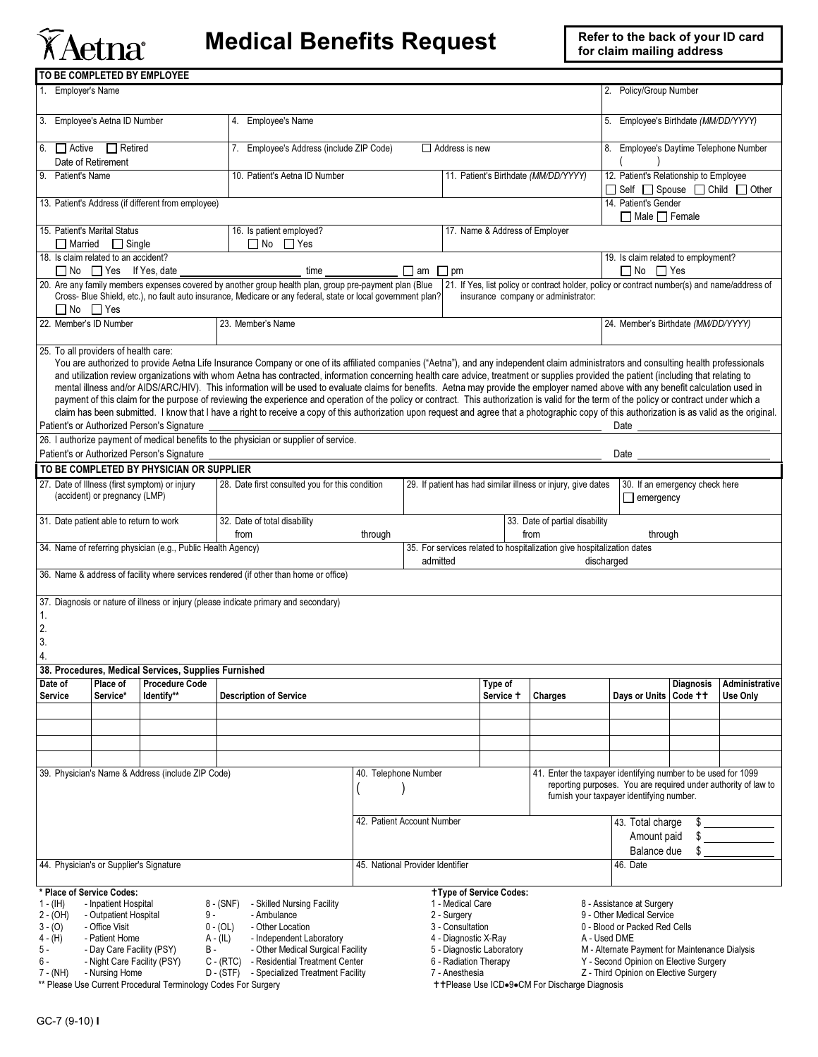# Aetna

# Medical Benefits Request

**Refer to the back of your ID card for claim mailing address**

## TO BE COMPLETED BY EMPLOYEE

1. Employer's Name
2. Policy/Group Number
3. Employee's Aetna ID Number
4. Employee's Name
5. Employee's Birthdate *(MM/DD/YYYY)*
6. ☐ Active ☐ Retired
   Date of Retirement
7. Employee's Address (include ZIP Code) ☐ Address is new
8. Employee's Daytime Telephone Number
   ( )
9. Patient's Name
10. Patient's Aetna ID Number
11. Patient's Birthdate *(MM/DD/YYYY)*
12. Patient's Relationship to Employee
    ☐ Self ☐ Spouse ☐ Child ☐ Other
13. Patient's Address (if different from employee)
14. Patient's Gender
    ☐ Male ☐ Female
15. Patient's Marital Status
    ☐ Married ☐ Single
16. Is patient employed?
    ☐ No ☐ Yes
17. Name & Address of Employer
18. Is claim related to an accident?
    ☐ No ☐ Yes If Yes, date ______________ time ______________ ☐ am ☐ pm
19. Is claim related to employment?
    ☐ No ☐ Yes
20. Are any family members expenses covered by another group health plan, group pre-payment plan (Blue Cross- Blue Shield, etc.), no fault auto insurance, Medicare or any federal, state or local government plan?
    ☐ No ☐ Yes
21. If Yes, list policy or contract holder, policy or contract number(s) and name/address of insurance company or administrator:
22. Member's ID Number
23. Member's Name
24. Member's Birthdate *(MM/DD/YYYY)*
25. To all providers of health care:
    You are authorized to provide Aetna Life Insurance Company or one of its affiliated companies ("Aetna"), and any independent claim administrators and consulting health professionals and utilization review organizations with whom Aetna has contracted, information concerning health care advice, treatment or supplies provided the patient (including that relating to mental illness and/or AIDS/ARC/HIV). This information will be used to evaluate claims for benefits. Aetna may provide the employer named above with any benefit calculation used in payment of this claim for the purpose of reviewing the experience and operation of the policy or contract. This authorization is valid for the term of the policy or contract under which a claim has been submitted. I know that I have a right to receive a copy of this authorization upon request and agree that a photographic copy of this authorization is as valid as the original.
    Patient's or Authorized Person's Signature ______________________ Date ______________
26. I authorize payment of medical benefits to the physician or supplier of service.
    Patient's or Authorized Person's Signature ______________________ Date ______________

## TO BE COMPLETED BY PHYSICIAN OR SUPPLIER

27. Date of Illness (first symptom) or injury (accident) or pregnancy (LMP)
28. Date first consulted you for this condition
29. If patient has had similar illness or injury, give dates
30. If an emergency check here
    ☐ emergency
31. Date patient able to return to work
32. Date of total disability
    from ______________ through ______________
33. Date of partial disability
    from ______________ through ______________
34. Name of referring physician (e.g., Public Health Agency)
35. For services related to hospitalization give hospitalization dates
    admitted ______________ discharged ______________
36. Name & address of facility where services rendered (if other than home or office)
37. Diagnosis or nature of illness or injury (please indicate primary and secondary)
    1.
    2.
    3.
    4.

**38. Procedures, Medical Services, Supplies Furnished**

| Date of Service | Place of Service* | Procedure Code Identify** | Description of Service | Type of Service † | Charges | Days or Units | Diagnosis Code †† | Administrative Use Only |
|---|---|---|---|---|---|---|---|---|
| | | | | | | | | |
| | | | | | | | | |
| | | | | | | | | |
| | | | | | | | | |

39. Physician's Name & Address (include ZIP Code)
40. Telephone Number
    ( )
41. Enter the taxpayer identifying number to be used for 1099 reporting purposes. You are required under authority of law to furnish your taxpayer identifying number.
42. Patient Account Number
43. Total charge $ ______________
    Amount paid $ ______________
    Balance due $ ______________
44. Physician's or Supplier's Signature
45. National Provider Identifier
46. Date

**\* Place of Service Codes:**

- 1 - (IH) - Inpatient Hospital
- 2 - (OH) - Outpatient Hospital
- 3 - (O) - Office Visit
- 4 - (H) - Patient Home
- 5 - - Day Care Facility (PSY)
- 6 - - Night Care Facility (PSY)
- 7 - (NH) - Nursing Home
- 8 - (SNF) - Skilled Nursing Facility
- 9 - - Ambulance
- 0 - (OL) - Other Location
- A - (IL) - Independent Laboratory
- B - - Other Medical Surgical Facility
- C - (RTC) - Residential Treatment Center
- D - (STF) - Specialized Treatment Facility

** Please Use Current Procedural Terminology Codes For Surgery

**†Type of Service Codes:**

- 1 - Medical Care
- 2 - Surgery
- 3 - Consultation
- 4 - Diagnostic X-Ray
- 5 - Diagnostic Laboratory
- 6 - Radiation Therapy
- 7 - Anesthesia
- 8 - Assistance at Surgery
- 9 - Other Medical Service
- 0 - Blood or Packed Red Cells
- A - Used DME
- M - Alternate Payment for Maintenance Dialysis
- Y - Second Opinion on Elective Surgery
- Z - Third Opinion on Elective Surgery

††Please Use ICD•9•CM For Discharge Diagnosis

GC-7 (9-10) I